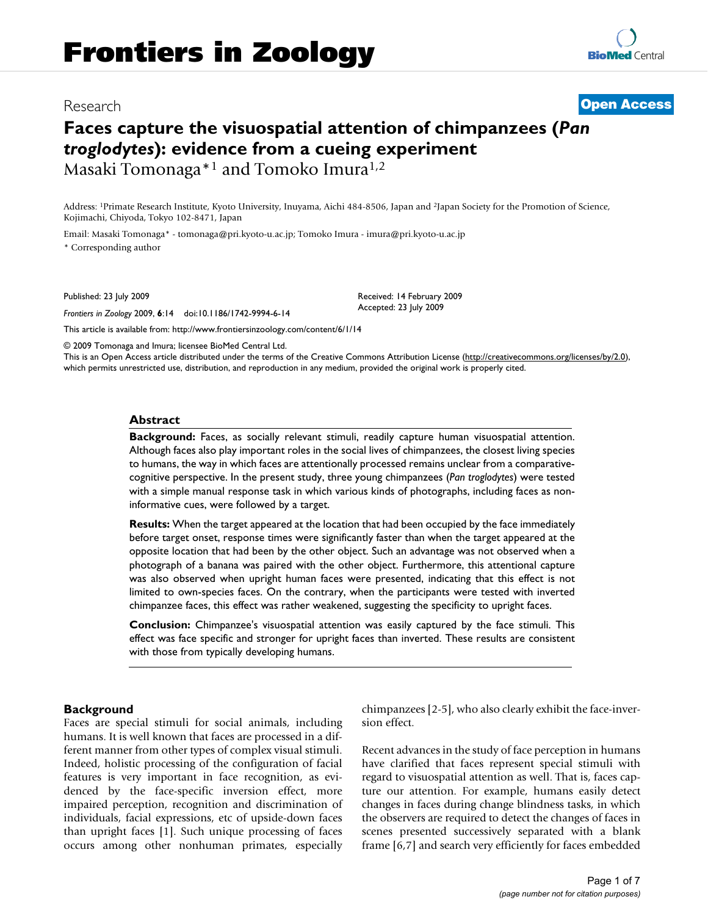# Frontiers in Zoology

Research **Open Access**

# Faces capture the visuospatial attention of chimpanzees (*Pan troglodytes*): evidence from a cueing experiment

Masaki Tomonaga*[1] and Tomoko Imura[1,2]

Address: [1]Primate Research Institute, Kyoto University, Inuyama, Aichi 484-8506, Japan and [2]Japan Society for the Promotion of Science, Kojimachi, Chiyoda, Tokyo 102-8471, Japan

Email: Masaki Tomonaga* - tomonaga@pri.kyoto-u.ac.jp; Tomoko Imura - imura@pri.kyoto-u.ac.jp

* Corresponding author

Published: 23 July 2009

*Frontiers in Zoology* 2009, **6**:14 doi:10.1186/1742-9994-6-14

Received: 14 February 2009
Accepted: 23 July 2009

This article is available from: http://www.frontiersinzoology.com/content/6/1/14

© 2009 Tomonaga and Imura; licensee BioMed Central Ltd.
This is an Open Access article distributed under the terms of the Creative Commons Attribution License (http://creativecommons.org/licenses/by/2.0), which permits unrestricted use, distribution, and reproduction in any medium, provided the original work is properly cited.

## Abstract

**Background:** Faces, as socially relevant stimuli, readily capture human visuospatial attention. Although faces also play important roles in the social lives of chimpanzees, the closest living species to humans, the way in which faces are attentionally processed remains unclear from a comparative-cognitive perspective. In the present study, three young chimpanzees (*Pan troglodytes*) were tested with a simple manual response task in which various kinds of photographs, including faces as non-informative cues, were followed by a target.

**Results:** When the target appeared at the location that had been occupied by the face immediately before target onset, response times were significantly faster than when the target appeared at the opposite location that had been by the other object. Such an advantage was not observed when a photograph of a banana was paired with the other object. Furthermore, this attentional capture was also observed when upright human faces were presented, indicating that this effect is not limited to own-species faces. On the contrary, when the participants were tested with inverted chimpanzee faces, this effect was rather weakened, suggesting the specificity to upright faces.

**Conclusion:** Chimpanzee's visuospatial attention was easily captured by the face stimuli. This effect was face specific and stronger for upright faces than inverted. These results are consistent with those from typically developing humans.

## Background

Faces are special stimuli for social animals, including humans. It is well known that faces are processed in a different manner from other types of complex visual stimuli. Indeed, holistic processing of the configuration of facial features is very important in face recognition, as evidenced by the face-specific inversion effect, more impaired perception, recognition and discrimination of individuals, facial expressions, etc of upside-down faces than upright faces [1]. Such unique processing of faces occurs among other nonhuman primates, especially chimpanzees [2-5], who also clearly exhibit the face-inversion effect.

Recent advances in the study of face perception in humans have clarified that faces represent special stimuli with regard to visuospatial attention as well. That is, faces capture our attention. For example, humans easily detect changes in faces during change blindness tasks, in which the observers are required to detect the changes of faces in scenes presented successively separated with a blank frame [6,7] and search very efficiently for faces embedded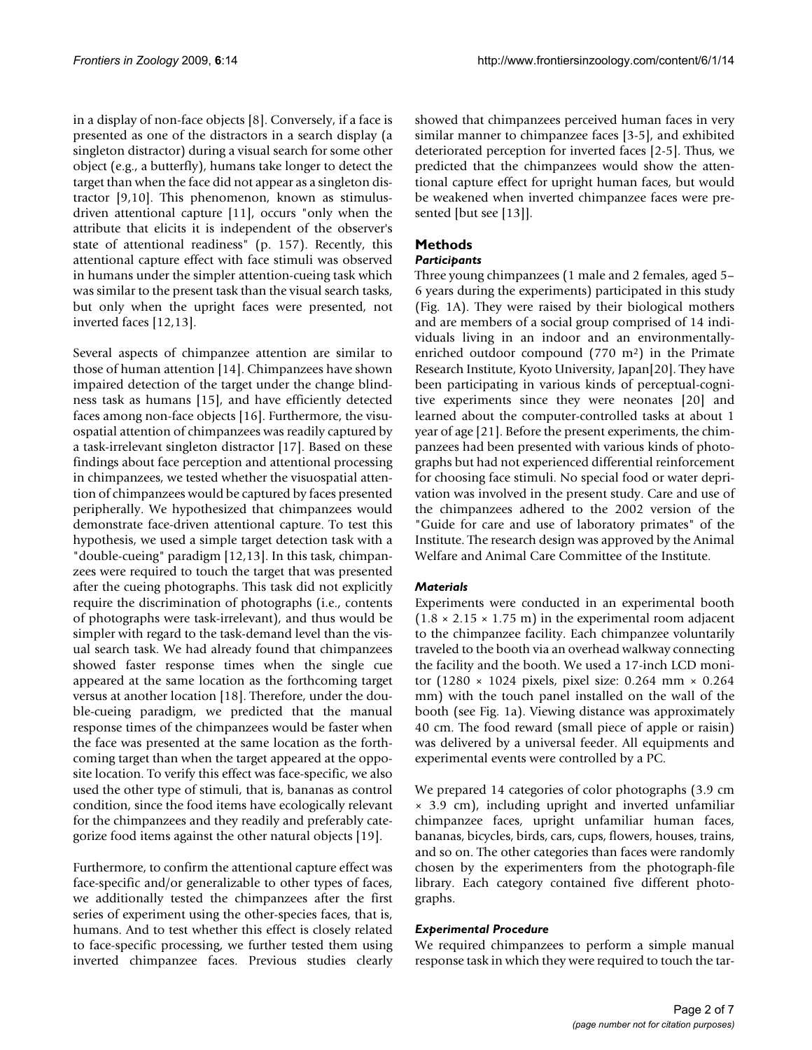in a display of non-face objects [8]. Conversely, if a face is presented as one of the distractors in a search display (a singleton distractor) during a visual search for some other object (e.g., a butterfly), humans take longer to detect the target than when the face did not appear as a singleton distractor [9,10]. This phenomenon, known as stimulus-driven attentional capture [11], occurs "only when the attribute that elicits it is independent of the observer's state of attentional readiness" (p. 157). Recently, this attentional capture effect with face stimuli was observed in humans under the simpler attention-cueing task which was similar to the present task than the visual search tasks, but only when the upright faces were presented, not inverted faces [12,13].

Several aspects of chimpanzee attention are similar to those of human attention [14]. Chimpanzees have shown impaired detection of the target under the change blindness task as humans [15], and have efficiently detected faces among non-face objects [16]. Furthermore, the visuospatial attention of chimpanzees was readily captured by a task-irrelevant singleton distractor [17]. Based on these findings about face perception and attentional processing in chimpanzees, we tested whether the visuospatial attention of chimpanzees would be captured by faces presented peripherally. We hypothesized that chimpanzees would demonstrate face-driven attentional capture. To test this hypothesis, we used a simple target detection task with a "double-cueing" paradigm [12,13]. In this task, chimpanzees were required to touch the target that was presented after the cueing photographs. This task did not explicitly require the discrimination of photographs (i.e., contents of photographs were task-irrelevant), and thus would be simpler with regard to the task-demand level than the visual search task. We had already found that chimpanzees showed faster response times when the single cue appeared at the same location as the forthcoming target versus at another location [18]. Therefore, under the double-cueing paradigm, we predicted that the manual response times of the chimpanzees would be faster when the face was presented at the same location as the forthcoming target than when the target appeared at the opposite location. To verify this effect was face-specific, we also used the other type of stimuli, that is, bananas as control condition, since the food items have ecologically relevant for the chimpanzees and they readily and preferably categorize food items against the other natural objects [19].

Furthermore, to confirm the attentional capture effect was face-specific and/or generalizable to other types of faces, we additionally tested the chimpanzees after the first series of experiment using the other-species faces, that is, humans. And to test whether this effect is closely related to face-specific processing, we further tested them using inverted chimpanzee faces. Previous studies clearly showed that chimpanzees perceived human faces in very similar manner to chimpanzee faces [3-5], and exhibited deteriorated perception for inverted faces [2-5]. Thus, we predicted that the chimpanzees would show the attentional capture effect for upright human faces, but would be weakened when inverted chimpanzee faces were presented [but see [13]].

## Methods

### *Participants*

Three young chimpanzees (1 male and 2 females, aged 5–6 years during the experiments) participated in this study (Fig. 1A). They were raised by their biological mothers and are members of a social group comprised of 14 individuals living in an indoor and an environmentally-enriched outdoor compound (770 m²) in the Primate Research Institute, Kyoto University, Japan[20]. They have been participating in various kinds of perceptual-cognitive experiments since they were neonates [20] and learned about the computer-controlled tasks at about 1 year of age [21]. Before the present experiments, the chimpanzees had been presented with various kinds of photographs but had not experienced differential reinforcement for choosing face stimuli. No special food or water deprivation was involved in the present study. Care and use of the chimpanzees adhered to the 2002 version of the "Guide for care and use of laboratory primates" of the Institute. The research design was approved by the Animal Welfare and Animal Care Committee of the Institute.

### *Materials*

Experiments were conducted in an experimental booth (1.8 × 2.15 × 1.75 m) in the experimental room adjacent to the chimpanzee facility. Each chimpanzee voluntarily traveled to the booth via an overhead walkway connecting the facility and the booth. We used a 17-inch LCD monitor (1280 × 1024 pixels, pixel size: 0.264 mm × 0.264 mm) with the touch panel installed on the wall of the booth (see Fig. 1a). Viewing distance was approximately 40 cm. The food reward (small piece of apple or raisin) was delivered by a universal feeder. All equipments and experimental events were controlled by a PC.

We prepared 14 categories of color photographs (3.9 cm × 3.9 cm), including upright and inverted unfamiliar chimpanzee faces, upright unfamiliar human faces, bananas, bicycles, birds, cars, cups, flowers, houses, trains, and so on. The other categories than faces were randomly chosen by the experimenters from the photograph-file library. Each category contained five different photographs.

### *Experimental Procedure*

We required chimpanzees to perform a simple manual response task in which they were required to touch the tar-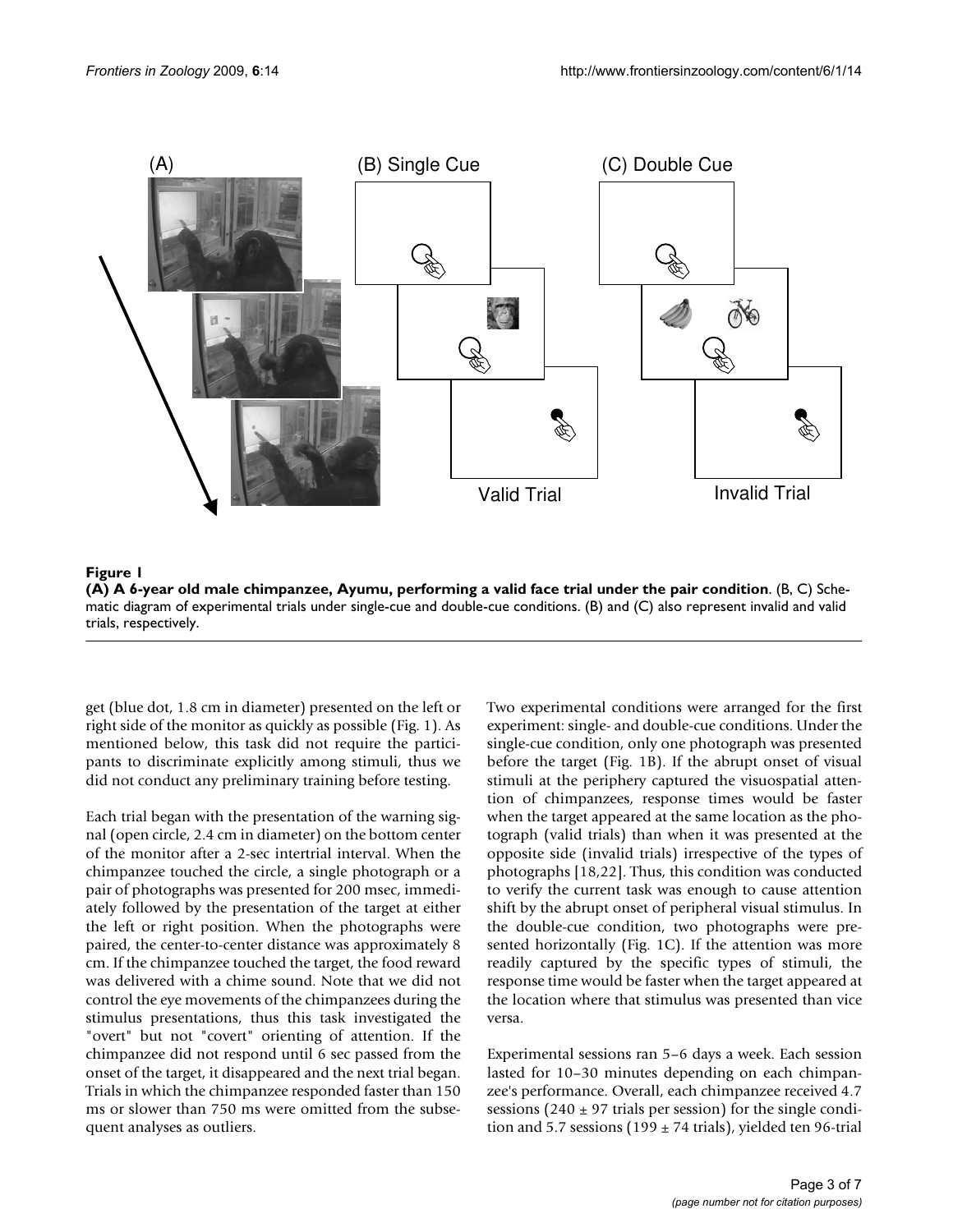**Figure 1**

**(A) A 6-year old male chimpanzee, Ayumu, performing a valid face trial under the pair condition**. (B, C) Schematic diagram of experimental trials under single-cue and double-cue conditions. (B) and (C) also represent invalid and valid trials, respectively.

get (blue dot, 1.8 cm in diameter) presented on the left or right side of the monitor as quickly as possible (Fig. 1). As mentioned below, this task did not require the participants to discriminate explicitly among stimuli, thus we did not conduct any preliminary training before testing.

Each trial began with the presentation of the warning signal (open circle, 2.4 cm in diameter) on the bottom center of the monitor after a 2-sec intertrial interval. When the chimpanzee touched the circle, a single photograph or a pair of photographs was presented for 200 msec, immediately followed by the presentation of the target at either the left or right position. When the photographs were paired, the center-to-center distance was approximately 8 cm. If the chimpanzee touched the target, the food reward was delivered with a chime sound. Note that we did not control the eye movements of the chimpanzees during the stimulus presentations, thus this task investigated the "overt" but not "covert" orienting of attention. If the chimpanzee did not respond until 6 sec passed from the onset of the target, it disappeared and the next trial began. Trials in which the chimpanzee responded faster than 150 ms or slower than 750 ms were omitted from the subsequent analyses as outliers.

Two experimental conditions were arranged for the first experiment: single- and double-cue conditions. Under the single-cue condition, only one photograph was presented before the target (Fig. 1B). If the abrupt onset of visual stimuli at the periphery captured the visuospatial attention of chimpanzees, response times would be faster when the target appeared at the same location as the photograph (valid trials) than when it was presented at the opposite side (invalid trials) irrespective of the types of photographs [18,22]. Thus, this condition was conducted to verify the current task was enough to cause attention shift by the abrupt onset of peripheral visual stimulus. In the double-cue condition, two photographs were presented horizontally (Fig. 1C). If the attention was more readily captured by the specific types of stimuli, the response time would be faster when the target appeared at the location where that stimulus was presented than vice versa.

Experimental sessions ran 5–6 days a week. Each session lasted for 10–30 minutes depending on each chimpanzee's performance. Overall, each chimpanzee received 4.7 sessions (240 ± 97 trials per session) for the single condition and 5.7 sessions (199 ± 74 trials), yielded ten 96-trial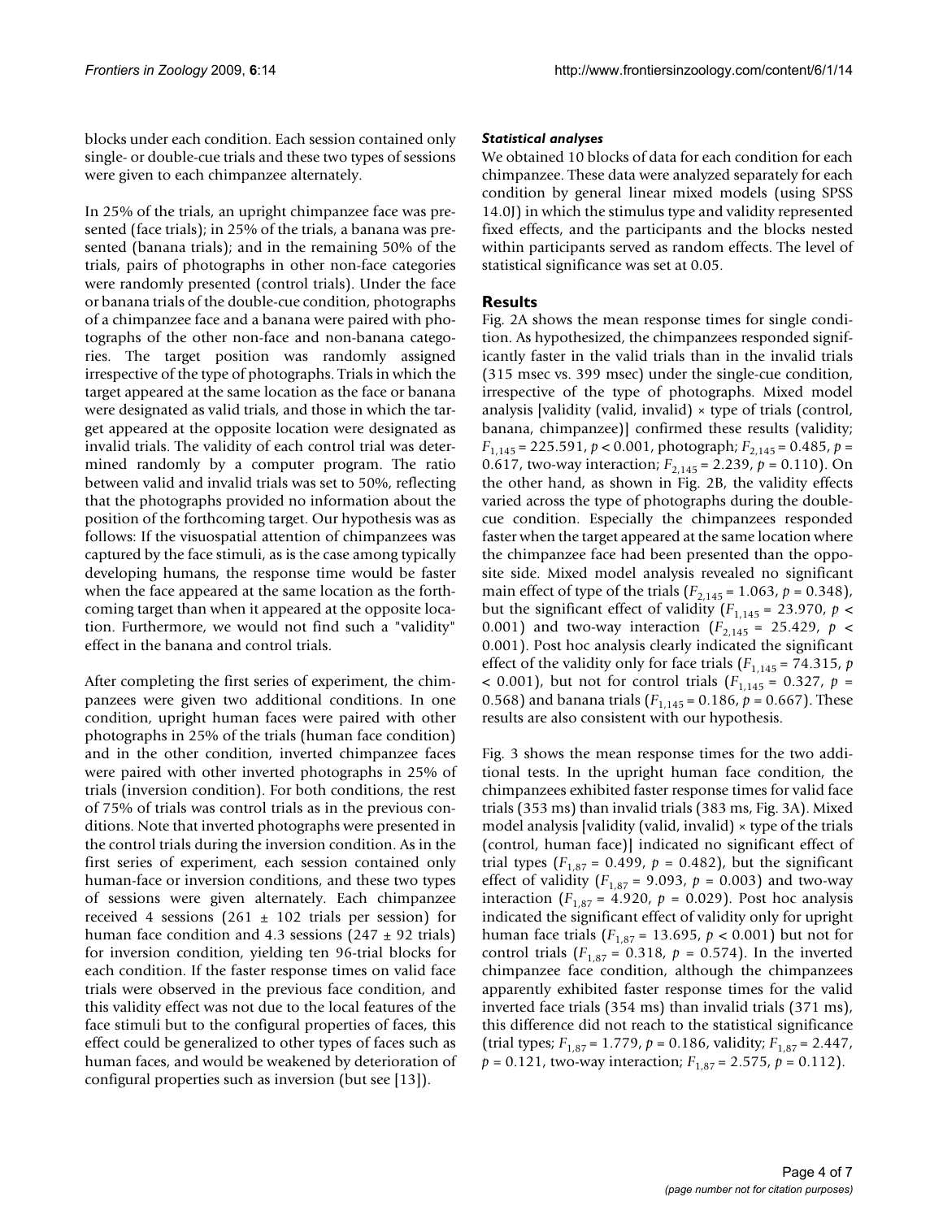blocks under each condition. Each session contained only single- or double-cue trials and these two types of sessions were given to each chimpanzee alternately.

In 25% of the trials, an upright chimpanzee face was presented (face trials); in 25% of the trials, a banana was presented (banana trials); and in the remaining 50% of the trials, pairs of photographs in other non-face categories were randomly presented (control trials). Under the face or banana trials of the double-cue condition, photographs of a chimpanzee face and a banana were paired with photographs of the other non-face and non-banana categories. The target position was randomly assigned irrespective of the type of photographs. Trials in which the target appeared at the same location as the face or banana were designated as valid trials, and those in which the target appeared at the opposite location were designated as invalid trials. The validity of each control trial was determined randomly by a computer program. The ratio between valid and invalid trials was set to 50%, reflecting that the photographs provided no information about the position of the forthcoming target. Our hypothesis was as follows: If the visuospatial attention of chimpanzees was captured by the face stimuli, as is the case among typically developing humans, the response time would be faster when the face appeared at the same location as the forthcoming target than when it appeared at the opposite location. Furthermore, we would not find such a "validity" effect in the banana and control trials.

After completing the first series of experiment, the chimpanzees were given two additional conditions. In one condition, upright human faces were paired with other photographs in 25% of the trials (human face condition) and in the other condition, inverted chimpanzee faces were paired with other inverted photographs in 25% of trials (inversion condition). For both conditions, the rest of 75% of trials was control trials as in the previous conditions. Note that inverted photographs were presented in the control trials during the inversion condition. As in the first series of experiment, each session contained only human-face or inversion conditions, and these two types of sessions were given alternately. Each chimpanzee received 4 sessions (261 ± 102 trials per session) for human face condition and 4.3 sessions (247 ± 92 trials) for inversion condition, yielding ten 96-trial blocks for each condition. If the faster response times on valid face trials were observed in the previous face condition, and this validity effect was not due to the local features of the face stimuli but to the configural properties of faces, this effect could be generalized to other types of faces such as human faces, and would be weakened by deterioration of configural properties such as inversion (but see [13]).

#### *Statistical analyses*

We obtained 10 blocks of data for each condition for each chimpanzee. These data were analyzed separately for each condition by general linear mixed models (using SPSS 14.0J) in which the stimulus type and validity represented fixed effects, and the participants and the blocks nested within participants served as random effects. The level of statistical significance was set at 0.05.

## Results

Fig. 2A shows the mean response times for single condition. As hypothesized, the chimpanzees responded significantly faster in the valid trials than in the invalid trials (315 msec vs. 399 msec) under the single-cue condition, irrespective of the type of photographs. Mixed model analysis [validity (valid, invalid) × type of trials (control, banana, chimpanzee)] confirmed these results (validity; $F_{1,145} = 225.591$, $p < 0.001$, photograph; $F_{2,145} = 0.485$, $p = 0.617$, two-way interaction; $F_{2,145} = 2.239$, $p = 0.110$). On the other hand, as shown in Fig. 2B, the validity effects varied across the type of photographs during the double-cue condition. Especially the chimpanzees responded faster when the target appeared at the same location where the chimpanzee face had been presented than the opposite side. Mixed model analysis revealed no significant main effect of type of the trials ($F_{2,145} = 1.063$, $p = 0.348$), but the significant effect of validity ($F_{1,145} = 23.970$, $p < 0.001$) and two-way interaction ($F_{2,145} = 25.429$, $p < 0.001$). Post hoc analysis clearly indicated the significant effect of the validity only for face trials ($F_{1,145} = 74.315$, $p < 0.001$), but not for control trials ($F_{1,145} = 0.327$, $p = 0.568$) and banana trials ($F_{1,145} = 0.186$, $p = 0.667$). These results are also consistent with our hypothesis.

Fig. 3 shows the mean response times for the two additional tests. In the upright human face condition, the chimpanzees exhibited faster response times for valid face trials (353 ms) than invalid trials (383 ms, Fig. 3A). Mixed model analysis [validity (valid, invalid) × type of the trials (control, human face)] indicated no significant effect of trial types ($F_{1,87} = 0.499$, $p = 0.482$), but the significant effect of validity ($F_{1,87} = 9.093$, $p = 0.003$) and two-way interaction ($F_{1,87} = 4.920$, $p = 0.029$). Post hoc analysis indicated the significant effect of validity only for upright human face trials ($F_{1,87} = 13.695$, $p < 0.001$) but not for control trials ($F_{1,87} = 0.318$, $p = 0.574$). In the inverted chimpanzee face condition, although the chimpanzees apparently exhibited faster response times for the valid inverted face trials (354 ms) than invalid trials (371 ms), this difference did not reach to the statistical significance (trial types; $F_{1,87} = 1.779$, $p = 0.186$, validity; $F_{1,87} = 2.447$, $p = 0.121$, two-way interaction; $F_{1,87} = 2.575$, $p = 0.112$).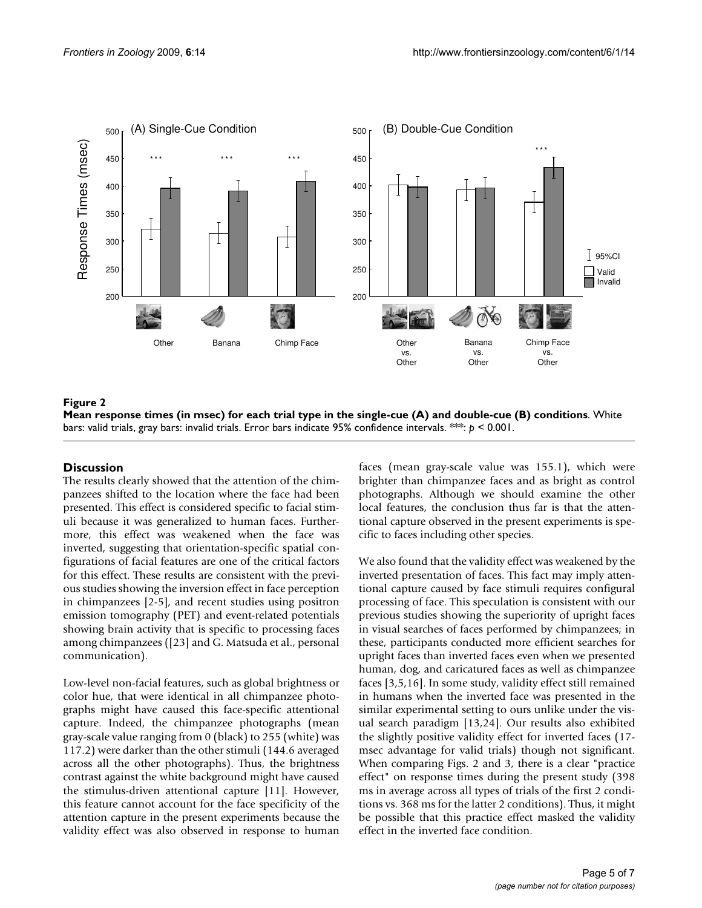**Figure 2**

**Mean response times (in msec) for each trial type in the single-cue (A) and double-cue (B) conditions**. White bars: valid trials, gray bars: invalid trials. Error bars indicate 95% confidence intervals. ***: $p < 0.001$.

## Discussion

The results clearly showed that the attention of the chimpanzees shifted to the location where the face had been presented. This effect is considered specific to facial stimuli because it was generalized to human faces. Furthermore, this effect was weakened when the face was inverted, suggesting that orientation-specific spatial configurations of facial features are one of the critical factors for this effect. These results are consistent with the previous studies showing the inversion effect in face perception in chimpanzees [2-5], and recent studies using positron emission tomography (PET) and event-related potentials showing brain activity that is specific to processing faces among chimpanzees ([23] and G. Matsuda et al., personal communication).

Low-level non-facial features, such as global brightness or color hue, that were identical in all chimpanzee photographs might have caused this face-specific attentional capture. Indeed, the chimpanzee photographs (mean gray-scale value ranging from 0 (black) to 255 (white) was 117.2) were darker than the other stimuli (144.6 averaged across all the other photographs). Thus, the brightness contrast against the white background might have caused the stimulus-driven attentional capture [11]. However, this feature cannot account for the face specificity of the attention capture in the present experiments because the validity effect was also observed in response to human faces (mean gray-scale value was 155.1), which were brighter than chimpanzee faces and as bright as control photographs. Although we should examine the other local features, the conclusion thus far is that the attentional capture observed in the present experiments is specific to faces including other species.

We also found that the validity effect was weakened by the inverted presentation of faces. This fact may imply attentional capture caused by face stimuli requires configural processing of face. This speculation is consistent with our previous studies showing the superiority of upright faces in visual searches of faces performed by chimpanzees; in these, participants conducted more efficient searches for upright faces than inverted faces even when we presented human, dog, and caricatured faces as well as chimpanzee faces [3,5,16]. In some study, validity effect still remained in humans when the inverted face was presented in the similar experimental setting to ours unlike under the visual search paradigm [13,24]. Our results also exhibited the slightly positive validity effect for inverted faces (17-msec advantage for valid trials) though not significant. When comparing Figs. 2 and 3, there is a clear "practice effect" on response times during the present study (398 ms in average across all types of trials of the first 2 conditions vs. 368 ms for the latter 2 conditions). Thus, it might be possible that this practice effect masked the validity effect in the inverted face condition.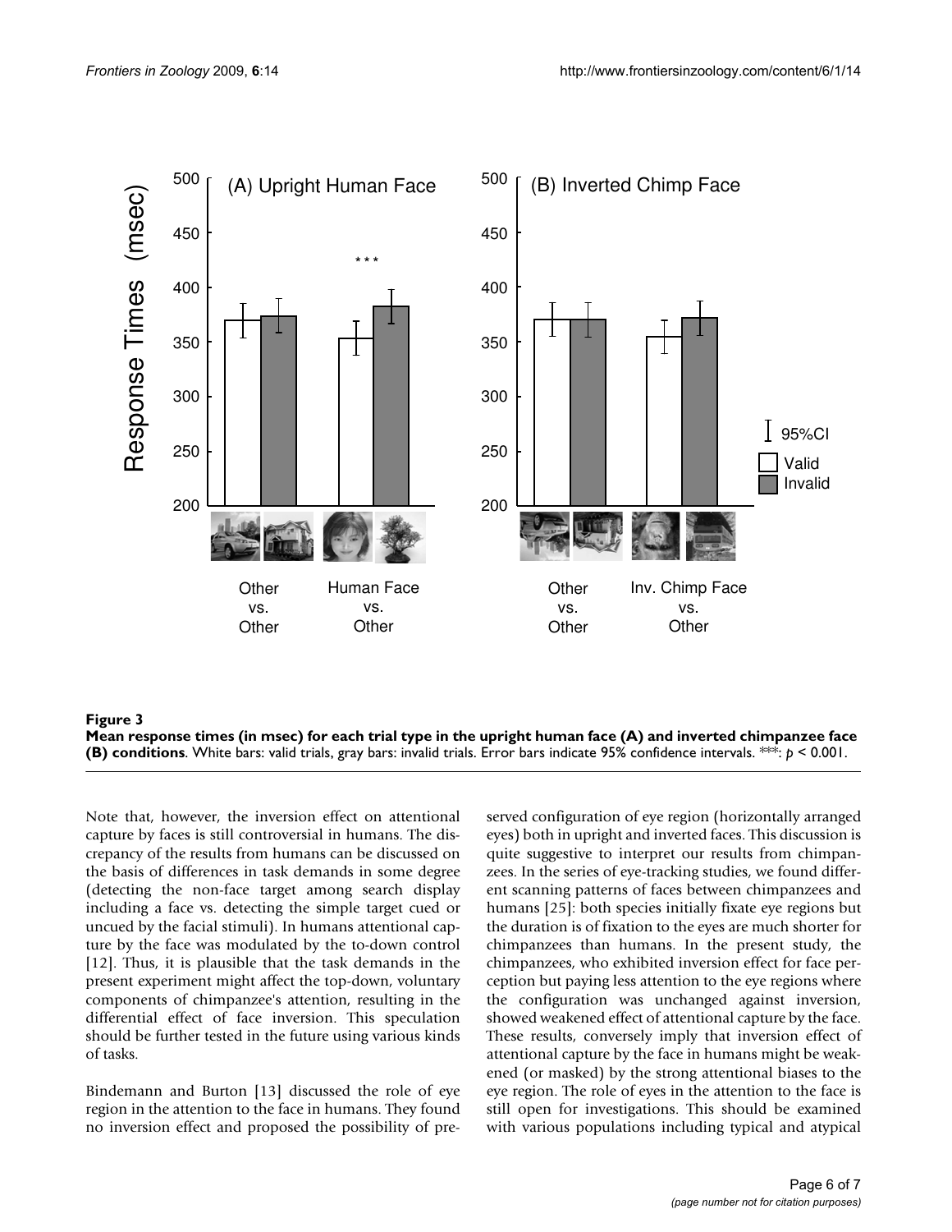**Figure 3**

**Mean response times (in msec) for each trial type in the upright human face (A) and inverted chimpanzee face (B) conditions**. White bars: valid trials, gray bars: invalid trials. Error bars indicate 95% confidence intervals. ***: $p < 0.001$.

Note that, however, the inversion effect on attentional capture by faces is still controversial in humans. The discrepancy of the results from humans can be discussed on the basis of differences in task demands in some degree (detecting the non-face target among search display including a face vs. detecting the simple target cued or uncued by the facial stimuli). In humans attentional capture by the face was modulated by the to-down control [12]. Thus, it is plausible that the task demands in the present experiment might affect the top-down, voluntary components of chimpanzee's attention, resulting in the differential effect of face inversion. This speculation should be further tested in the future using various kinds of tasks.

Bindemann and Burton [13] discussed the role of eye region in the attention to the face in humans. They found no inversion effect and proposed the possibility of preserved configuration of eye region (horizontally arranged eyes) both in upright and inverted faces. This discussion is quite suggestive to interpret our results from chimpanzees. In the series of eye-tracking studies, we found different scanning patterns of faces between chimpanzees and humans [25]: both species initially fixate eye regions but the duration is of fixation to the eyes are much shorter for chimpanzees than humans. In the present study, the chimpanzees, who exhibited inversion effect for face perception but paying less attention to the eye regions where the configuration was unchanged against inversion, showed weakened effect of attentional capture by the face. These results, conversely imply that inversion effect of attentional capture by the face in humans might be weakened (or masked) by the strong attentional biases to the eye region. The role of eyes in the attention to the face is still open for investigations. This should be examined with various populations including typical and atypical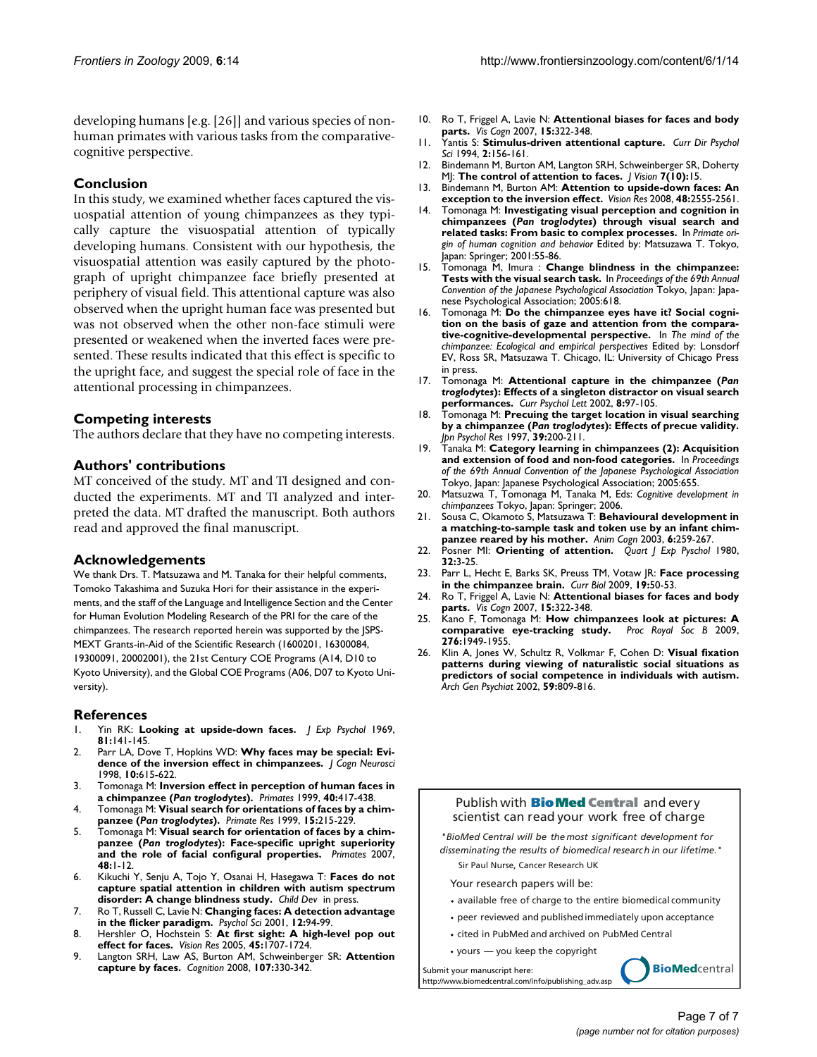developing humans [e.g. [26]] and various species of non-human primates with various tasks from the comparative-cognitive perspective.

## Conclusion

In this study, we examined whether faces captured the visuospatial attention of young chimpanzees as they typically capture the visuospatial attention of typically developing humans. Consistent with our hypothesis, the visuospatial attention was easily captured by the photograph of upright chimpanzee face briefly presented at periphery of visual field. This attentional capture was also observed when the upright human face was presented but was not observed when the other non-face stimuli were presented or weakened when the inverted faces were presented. These results indicated that this effect is specific to the upright face, and suggest the special role of face in the attentional processing in chimpanzees.

## Competing interests

The authors declare that they have no competing interests.

## Authors' contributions

MT conceived of the study. MT and TI designed and conducted the experiments. MT and TI analyzed and interpreted the data. MT drafted the manuscript. Both authors read and approved the final manuscript.

## Acknowledgements

We thank Drs. T. Matsuzawa and M. Tanaka for their helpful comments, Tomoko Takashima and Suzuka Hori for their assistance in the experiments, and the staff of the Language and Intelligence Section and the Center for Human Evolution Modeling Research of the PRI for the care of the chimpanzees. The research reported herein was supported by the JSPS-MEXT Grants-in-Aid of the Scientific Research (1600201, 16300084, 19300091, 20002001), the 21st Century COE Programs (A14, D10 to Kyoto University), and the Global COE Programs (A06, D07 to Kyoto University).

## References

1. Yin RK: **Looking at upside-down faces.** *J Exp Psychol* 1969, **81:**141-145.
2. Parr LA, Dove T, Hopkins WD: **Why faces may be special: Evidence of the inversion effect in chimpanzees.** *J Cogn Neurosci* 1998, **10:**615-622.
3. Tomonaga M: **Inversion effect in perception of human faces in a chimpanzee (*Pan troglodytes*).** *Primates* 1999, **40:**417-438.
4. Tomonaga M: **Visual search for orientations of faces by a chimpanzee (*Pan troglodytes*).** *Primate Res* 1999, **15:**215-229.
5. Tomonaga M: **Visual search for orientation of faces by a chimpanzee (*Pan troglodytes*): Face-specific upright superiority and the role of facial configural properties.** *Primates* 2007, **48:**1-12.
6. Kikuchi Y, Senju A, Tojo Y, Osanai H, Hasegawa T: **Faces do not capture spatial attention in children with autism spectrum disorder: A change blindness study.** *Child Dev* in press.
7. Ro T, Russell C, Lavie N: **Changing faces: A detection advantage in the flicker paradigm.** *Psychol Sci* 2001, **12:**94-99.
8. Hershler O, Hochstein S: **At first sight: A high-level pop out effect for faces.** *Vision Res* 2005, **45:**1707-1724.
9. Langton SRH, Law AS, Burton AM, Schweinberger SR: **Attention capture by faces.** *Cognition* 2008, **107:**330-342.
10. Ro T, Friggel A, Lavie N: **Attentional biases for faces and body parts.** *Vis Cogn* 2007, **15:**322-348.
11. Yantis S: **Stimulus-driven attentional capture.** *Curr Dir Psychol Sci* 1994, **2:**156-161.
12. Bindemann M, Burton AM, Langton SRH, Schweinberger SR, Doherty MJ: **The control of attention to faces.** *J Vision* **7(10):**15.
13. Bindemann M, Burton AM: **Attention to upside-down faces: An exception to the inversion effect.** *Vision Res* 2008, **48:**2555-2561.
14. Tomonaga M: **Investigating visual perception and cognition in chimpanzees (*Pan troglodytes*) through visual search and related tasks: From basic to complex processes.** In *Primate origin of human cognition and behavior* Edited by: Matsuzawa T. Tokyo, Japan: Springer; 2001:55-86.
15. Tomonaga M, Imura : **Change blindness in the chimpanzee: Tests with the visual search task.** In *Proceedings of the 69th Annual Convention of the Japanese Psychological Association* Tokyo, Japan: Japanese Psychological Association; 2005:618.
16. Tomonaga M: **Do the chimpanzee eyes have it? Social cognition on the basis of gaze and attention from the comparative-cognitive-developmental perspective.** In *The mind of the chimpanzee: Ecological and empirical perspectives* Edited by: Lonsdorf EV, Ross SR, Matsuzawa T. Chicago, IL: University of Chicago Press in press.
17. Tomonaga M: **Attentional capture in the chimpanzee (*Pan troglodytes*): Effects of a singleton distractor on visual search performances.** *Curr Psychol Lett* 2002, **8:**97-105.
18. Tomonaga M: **Precuing the target location in visual searching by a chimpanzee (*Pan troglodytes*): Effects of precue validity.** *Jpn Psychol Res* 1997, **39:**200-211.
19. Tanaka M: **Category learning in chimpanzees (2): Acquisition and extension of food and non-food categories.** In *Proceedings of the 69th Annual Convention of the Japanese Psychological Association* Tokyo, Japan: Japanese Psychological Association; 2005:655.
20. Matsuzwa T, Tomonaga M, Tanaka M, Eds: *Cognitive development in chimpanzees* Tokyo, Japan: Springer; 2006.
21. Sousa C, Okamoto S, Matsuzawa T: **Behavioural development in a matching-to-sample task and token use by an infant chimpanzee reared by his mother.** *Anim Cogn* 2003, **6:**259-267.
22. Posner MI: **Orienting of attention.** *Quart J Exp Pschol* 1980, **32:**3-25.
23. Parr L, Hecht E, Barks SK, Preuss TM, Votaw JR: **Face processing in the chimpanzee brain.** *Curr Biol* 2009, **19:**50-53.
24. Ro T, Friggel A, Lavie N: **Attentional biases for faces and body parts.** *Vis Cogn* 2007, **15:**322-348.
25. Kano F, Tomonaga M: **How chimpanzees look at pictures: A comparative eye-tracking study.** *Proc Royal Soc B* 2009, **276:**1949-1955.
26. Klin A, Jones W, Schultz R, Volkmar F, Cohen D: **Visual fixation patterns during viewing of naturalistic social situations as predictors of social competence in individuals with autism.** *Arch Gen Psychiat* 2002, **59:**809-816.

Publish with **BioMed Central** and every scientist can read your work free of charge

*"BioMed Central will be the most significant development for disseminating the results of biomedical research in our lifetime."*
Sir Paul Nurse, Cancer Research UK

Your research papers will be:

- available free of charge to the entire biomedical community
- peer reviewed and published immediately upon acceptance
- cited in PubMed and archived on PubMed Central
- yours — you keep the copyright

Submit your manuscript here:
http://www.biomedcentral.com/info/publishing_adv.asp

**BioMed**central